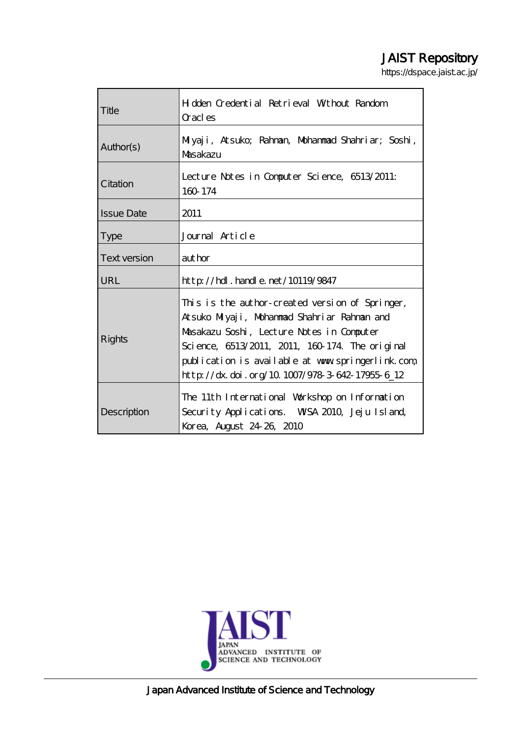# JAIST Repository

https://dspace.jaist.ac.jp/

| | |
|---|---|
| Title | Hidden Credential Retrieval Without Random Oracles |
| Author(s) | Miyaji, Atsuko; Rahman, Mohammad Shahriar; Soshi, Masakazu |
| Citation | Lecture Notes in Computer Science, 6513/2011: 160-174 |
| Issue Date | 2011 |
| Type | Journal Article |
| Text version | author |
| URL | http://hdl.handle.net/10119/9847 |
| Rights | This is the author-created version of Springer, Atsuko Miyaji, Mohammad Shahriar Rahman and Masakazu Soshi, Lecture Notes in Computer Science, 6513/2011, 2011, 160-174. The original publication is available at www.springerlink.com, http://dx.doi.org/10.1007/978-3-642-17955-6_12 |
| Description | The 11th International Workshop on Information Security Applications. WISA 2010, Jeju Island, Korea, August 24-26, 2010 |

JAPAN ADVANCED INSTITUTE OF SCIENCE AND TECHNOLOGY

Japan Advanced Institute of Science and Technology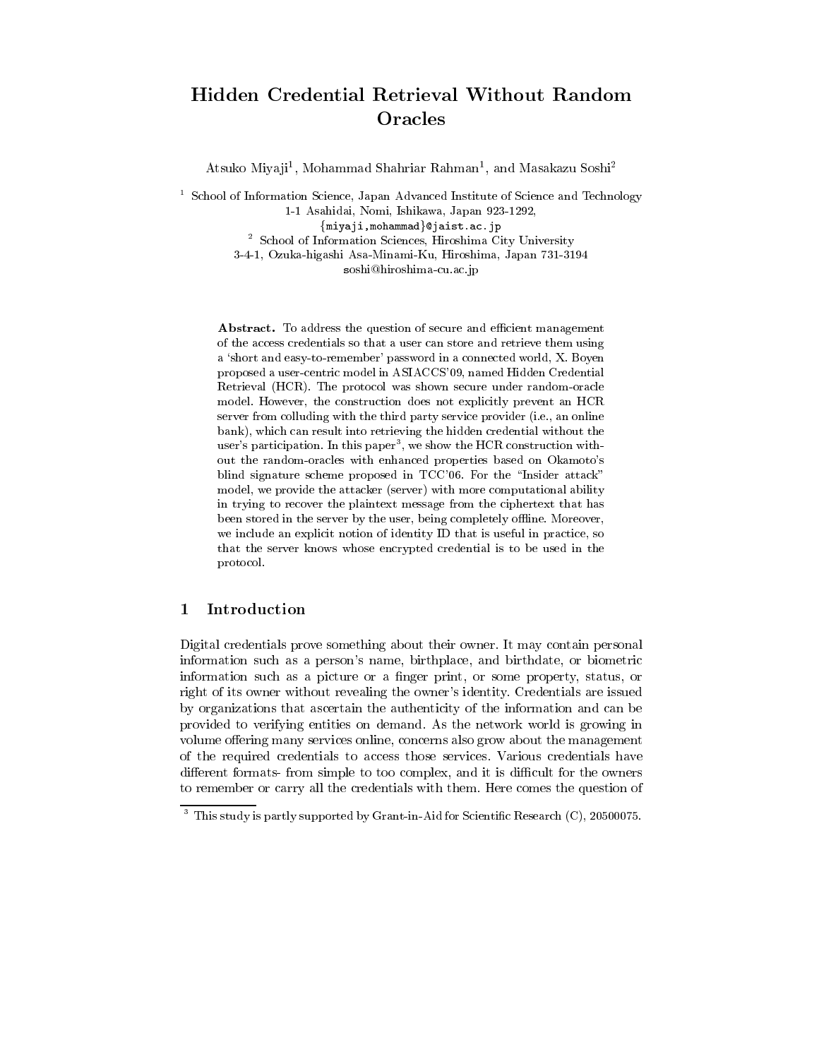# Hidden Credential Retrieval Without Random Oracles

Atsuko Miyaji[1], Mohammad Shahriar Rahman[1], and Masakazu Soshi[2]

[1] School of Information Science, Japan Advanced Institute of Science and Technology
1-1 Asahidai, Nomi, Ishikawa, Japan 923-1292,
{miyaji,mohammad}@jaist.ac.jp

[2] School of Information Sciences, Hiroshima City University
3-4-1, Ozuka-higashi Asa-Minami-Ku, Hiroshima, Japan 731-3194
soshi@hiroshima-cu.ac.jp

**Abstract.** To address the question of secure and efficient management of the access credentials so that a user can store and retrieve them using a 'short and easy-to-remember' password in a connected world, X. Boyen proposed a user-centric model in ASIACCS'09, named Hidden Credential Retrieval (HCR). The protocol was shown secure under random-oracle model. However, the construction does not explicitly prevent an HCR server from colluding with the third party service provider (i.e., an online bank), which can result into retrieving the hidden credential without the user's participation. In this paper[3], we show the HCR construction without the random-oracles with enhanced properties based on Okamoto's blind signature scheme proposed in TCC'06. For the "Insider attack" model, we provide the attacker (server) with more computational ability in trying to recover the plaintext message from the ciphertext that has been stored in the server by the user, being completely offline. Moreover, we include an explicit notion of identity ID that is useful in practice, so that the server knows whose encrypted credential is to be used in the protocol.

## 1 Introduction

Digital credentials prove something about their owner. It may contain personal information such as a person's name, birthplace, and birthdate, or biometric information such as a picture or a finger print, or some property, status, or right of its owner without revealing the owner's identity. Credentials are issued by organizations that ascertain the authenticity of the information and can be provided to verifying entities on demand. As the network world is growing in volume offering many services online, concerns also grow about the management of the required credentials to access those services. Various credentials have different formats- from simple to too complex, and it is difficult for the owners to remember or carry all the credentials with them. Here comes the question of

[3] This study is partly supported by Grant-in-Aid for Scientific Research (C), 20500075.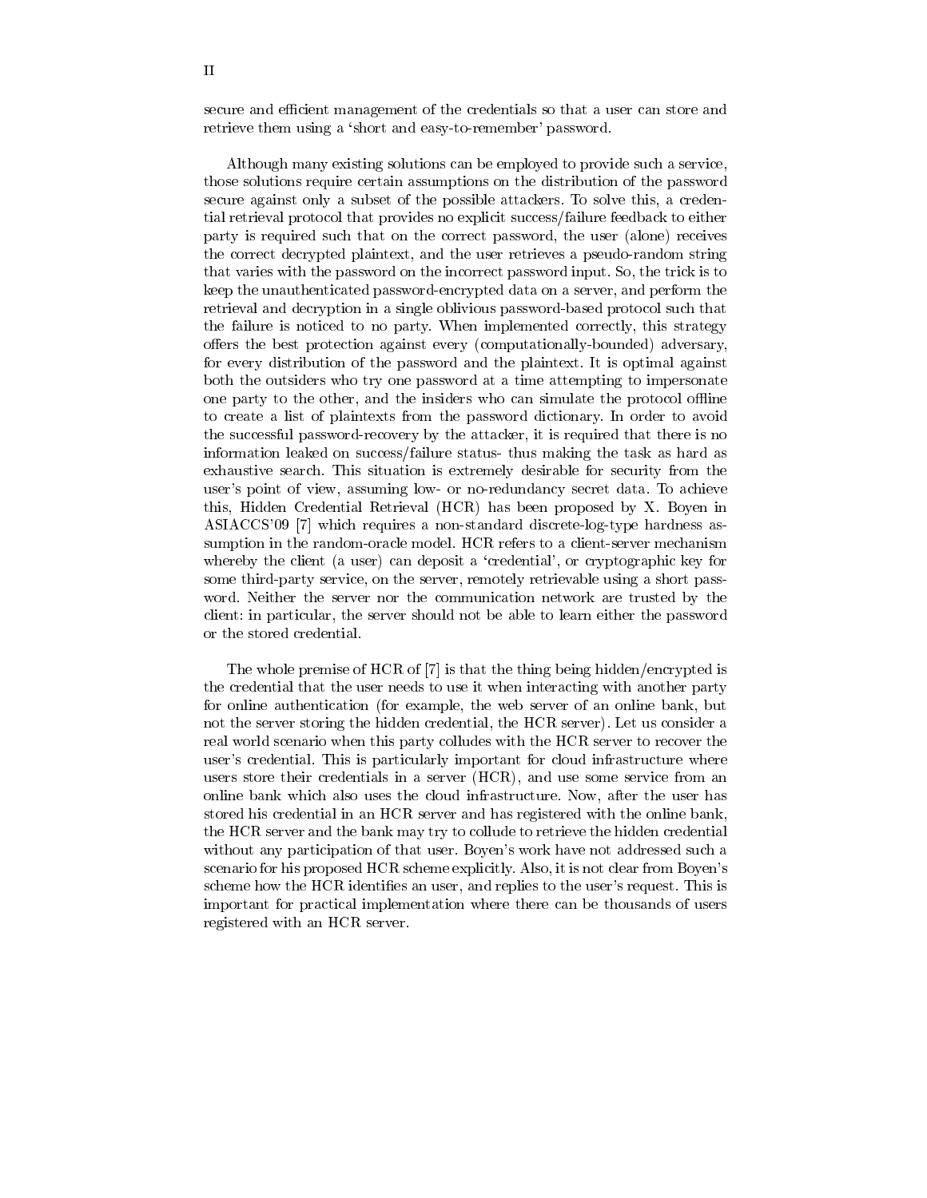secure and efficient management of the credentials so that a user can store and retrieve them using a 'short and easy-to-remember' password.

Although many existing solutions can be employed to provide such a service, those solutions require certain assumptions on the distribution of the password secure against only a subset of the possible attackers. To solve this, a credential retrieval protocol that provides no explicit success/failure feedback to either party is required such that on the correct password, the user (alone) receives the correct decrypted plaintext, and the user retrieves a pseudo-random string that varies with the password on the incorrect password input. So, the trick is to keep the unauthenticated password-encrypted data on a server, and perform the retrieval and decryption in a single oblivious password-based protocol such that the failure is noticed to no party. When implemented correctly, this strategy offers the best protection against every (computationally-bounded) adversary, for every distribution of the password and the plaintext. It is optimal against both the outsiders who try one password at a time attempting to impersonate one party to the other, and the insiders who can simulate the protocol offline to create a list of plaintexts from the password dictionary. In order to avoid the successful password-recovery by the attacker, it is required that there is no information leaked on success/failure status- thus making the task as hard as exhaustive search. This situation is extremely desirable for security from the user's point of view, assuming low- or no-redundancy secret data. To achieve this, Hidden Credential Retrieval (HCR) has been proposed by X. Boyen in ASIACCS'09 [7] which requires a non-standard discrete-log-type hardness assumption in the random-oracle model. HCR refers to a client-server mechanism whereby the client (a user) can deposit a 'credential', or cryptographic key for some third-party service, on the server, remotely retrievable using a short password. Neither the server nor the communication network are trusted by the client: in particular, the server should not be able to learn either the password or the stored credential.

The whole premise of HCR of [7] is that the thing being hidden/encrypted is the credential that the user needs to use it when interacting with another party for online authentication (for example, the web server of an online bank, but not the server storing the hidden credential, the HCR server). Let us consider a real world scenario when this party colludes with the HCR server to recover the user's credential. This is particularly important for cloud infrastructure where users store their credentials in a server (HCR), and use some service from an online bank which also uses the cloud infrastructure. Now, after the user has stored his credential in an HCR server and has registered with the online bank, the HCR server and the bank may try to collude to retrieve the hidden credential without any participation of that user. Boyen's work have not addressed such a scenario for his proposed HCR scheme explicitly. Also, it is not clear from Boyen's scheme how the HCR identifies an user, and replies to the user's request. This is important for practical implementation where there can be thousands of users registered with an HCR server.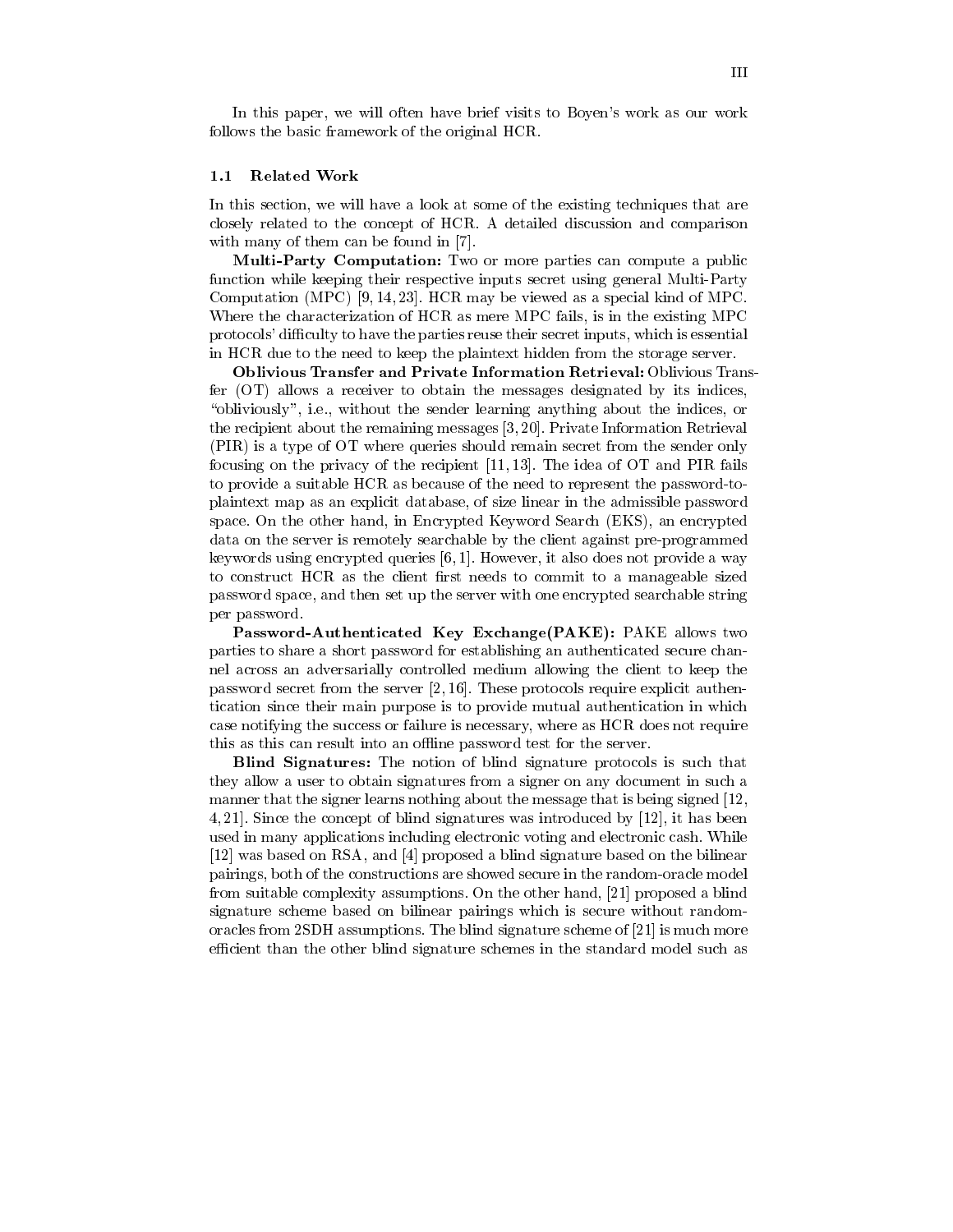In this paper, we will often have brief visits to Boyen's work as our work follows the basic framework of the original HCR.

### 1.1 Related Work

In this section, we will have a look at some of the existing techniques that are closely related to the concept of HCR. A detailed discussion and comparison with many of them can be found in [7].

**Multi-Party Computation:** Two or more parties can compute a public function while keeping their respective inputs secret using general Multi-Party Computation (MPC) [9, 14, 23]. HCR may be viewed as a special kind of MPC. Where the characterization of HCR as mere MPC fails, is in the existing MPC protocols' difficulty to have the parties reuse their secret inputs, which is essential in HCR due to the need to keep the plaintext hidden from the storage server.

**Oblivious Transfer and Private Information Retrieval:** Oblivious Transfer (OT) allows a receiver to obtain the messages designated by its indices, "obliviously", i.e., without the sender learning anything about the indices, or the recipient about the remaining messages [3, 20]. Private Information Retrieval (PIR) is a type of OT where queries should remain secret from the sender only focusing on the privacy of the recipient [11, 13]. The idea of OT and PIR fails to provide a suitable HCR as because of the need to represent the password-to-plaintext map as an explicit database, of size linear in the admissible password space. On the other hand, in Encrypted Keyword Search (EKS), an encrypted data on the server is remotely searchable by the client against pre-programmed keywords using encrypted queries [6, 1]. However, it also does not provide a way to construct HCR as the client first needs to commit to a manageable sized password space, and then set up the server with one encrypted searchable string per password.

**Password-Authenticated Key Exchange(PAKE):** PAKE allows two parties to share a short password for establishing an authenticated secure channel across an adversarially controlled medium allowing the client to keep the password secret from the server [2, 16]. These protocols require explicit authentication since their main purpose is to provide mutual authentication in which case notifying the success or failure is necessary, where as HCR does not require this as this can result into an offline password test for the server.

**Blind Signatures:** The notion of blind signature protocols is such that they allow a user to obtain signatures from a signer on any document in such a manner that the signer learns nothing about the message that is being signed [12, 4, 21]. Since the concept of blind signatures was introduced by [12], it has been used in many applications including electronic voting and electronic cash. While [12] was based on RSA, and [4] proposed a blind signature based on the bilinear pairings, both of the constructions are showed secure in the random-oracle model from suitable complexity assumptions. On the other hand, [21] proposed a blind signature scheme based on bilinear pairings which is secure without random-oracles from 2SDH assumptions. The blind signature scheme of [21] is much more efficient than the other blind signature schemes in the standard model such as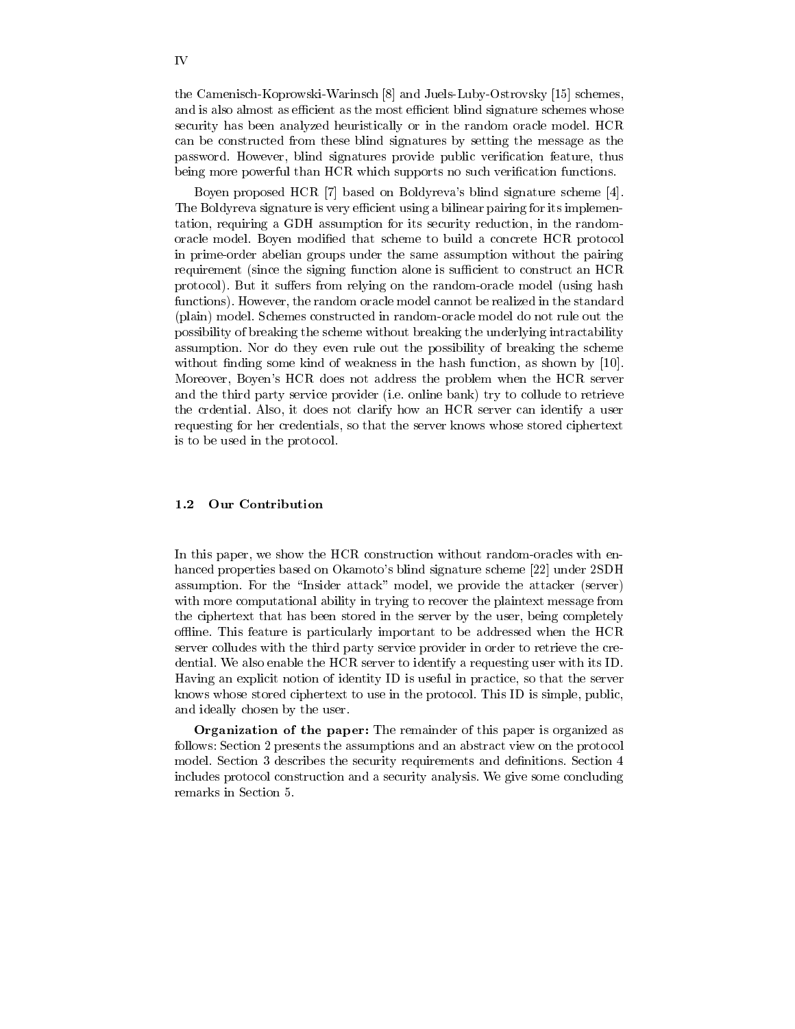the Camenisch-Koprowski-Warinsch [8] and Juels-Luby-Ostrovsky [15] schemes, and is also almost as efficient as the most efficient blind signature schemes whose security has been analyzed heuristically or in the random oracle model. HCR can be constructed from these blind signatures by setting the message as the password. However, blind signatures provide public verification feature, thus being more powerful than HCR which supports no such verification functions.

Boyen proposed HCR [7] based on Boldyreva's blind signature scheme [4]. The Boldyreva signature is very efficient using a bilinear pairing for its implementation, requiring a GDH assumption for its security reduction, in the random-oracle model. Boyen modified that scheme to build a concrete HCR protocol in prime-order abelian groups under the same assumption without the pairing requirement (since the signing function alone is sufficient to construct an HCR protocol). But it suffers from relying on the random-oracle model (using hash functions). However, the random oracle model cannot be realized in the standard (plain) model. Schemes constructed in random-oracle model do not rule out the possibility of breaking the scheme without breaking the underlying intractability assumption. Nor do they even rule out the possibility of breaking the scheme without finding some kind of weakness in the hash function, as shown by [10]. Moreover, Boyen's HCR does not address the problem when the HCR server and the third party service provider (i.e. online bank) try to collude to retrieve the crdential. Also, it does not clarify how an HCR server can identify a user requesting for her credentials, so that the server knows whose stored ciphertext is to be used in the protocol.

### 1.2 Our Contribution

In this paper, we show the HCR construction without random-oracles with enhanced properties based on Okamoto's blind signature scheme [22] under 2SDH assumption. For the "Insider attack" model, we provide the attacker (server) with more computational ability in trying to recover the plaintext message from the ciphertext that has been stored in the server by the user, being completely offline. This feature is particularly important to be addressed when the HCR server colludes with the third party service provider in order to retrieve the credential. We also enable the HCR server to identify a requesting user with its ID. Having an explicit notion of identity ID is useful in practice, so that the server knows whose stored ciphertext to use in the protocol. This ID is simple, public, and ideally chosen by the user.

**Organization of the paper:** The remainder of this paper is organized as follows: Section 2 presents the assumptions and an abstract view on the protocol model. Section 3 describes the security requirements and definitions. Section 4 includes protocol construction and a security analysis. We give some concluding remarks in Section 5.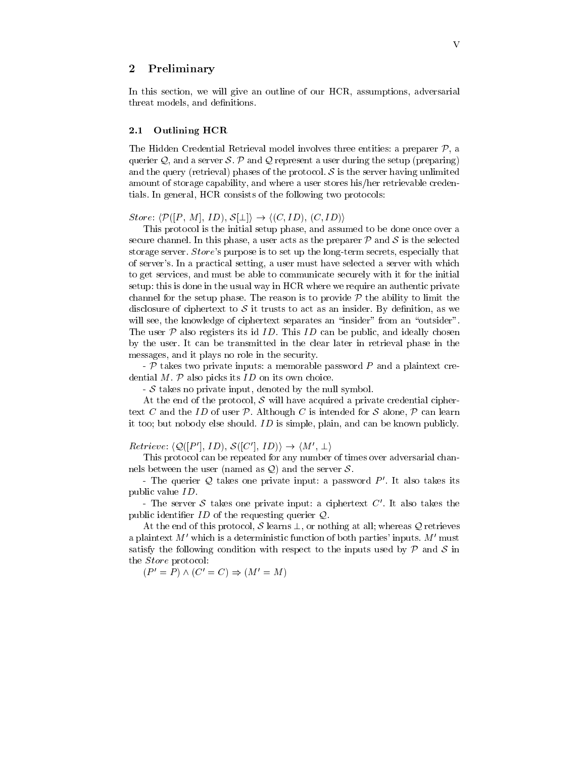## 2 Preliminary

In this section, we will give an outline of our HCR, assumptions, adversarial threat models, and definitions.

### 2.1 Outlining HCR

The Hidden Credential Retrieval model involves three entities: a preparer $\mathcal{P}$, a querier $\mathcal{Q}$, and a server $\mathcal{S}$. $\mathcal{P}$ and $\mathcal{Q}$ represent a user during the setup (preparing) and the query (retrieval) phases of the protocol. $\mathcal{S}$ is the server having unlimited amount of storage capability, and where a user stores his/her retrievable credentials. In general, HCR consists of the following two protocols:

*Store*: $\langle \mathcal{P}([P,\, M],\, ID),\, \mathcal{S}[\perp] \rangle \rightarrow \langle (C, ID),\, (C, ID) \rangle$

This protocol is the initial setup phase, and assumed to be done once over a secure channel. In this phase, a user acts as the preparer $\mathcal{P}$ and $\mathcal{S}$ is the selected storage server. *Store*'s purpose is to set up the long-term secrets, especially that of server's. In a practical setting, a user must have selected a server with which to get services, and must be able to communicate securely with it for the initial setup: this is done in the usual way in HCR where we require an authentic private channel for the setup phase. The reason is to provide $\mathcal{P}$ the ability to limit the disclosure of ciphertext to $\mathcal{S}$ it trusts to act as an insider. By definition, as we will see, the knowledge of ciphertext separates an "insider" from an "outsider". The user $\mathcal{P}$ also registers its id $ID$. This $ID$ can be public, and ideally chosen by the user. It can be transmitted in the clear later in retrieval phase in the messages, and it plays no role in the security.

- $\mathcal{P}$ takes two private inputs: a memorable password $P$ and a plaintext credential $M$. $\mathcal{P}$ also picks its $ID$ on its own choice.

- $\mathcal{S}$ takes no private input, denoted by the null symbol.

At the end of the protocol, $\mathcal{S}$ will have acquired a private credential ciphertext $C$ and the $ID$ of user $\mathcal{P}$. Although $C$ is intended for $\mathcal{S}$ alone, $\mathcal{P}$ can learn it too; but nobody else should. $ID$ is simple, plain, and can be known publicly.

*Retrieve*: $\langle \mathcal{Q}([P'],\, ID),\, \mathcal{S}([C'],\, ID) \rangle \rightarrow \langle M',\, \perp \rangle$

This protocol can be repeated for any number of times over adversarial channels between the user (named as $\mathcal{Q}$) and the server $\mathcal{S}$.

- The querier $\mathcal{Q}$ takes one private input: a password $P'$. It also takes its public value $ID$.

- The server $\mathcal{S}$ takes one private input: a ciphertext $C'$. It also takes the public identifier $ID$ of the requesting querier $\mathcal{Q}$.

At the end of this protocol, $\mathcal{S}$ learns $\perp$, or nothing at all; whereas $\mathcal{Q}$ retrieves a plaintext $M'$ which is a deterministic function of both parties' inputs. $M'$ must satisfy the following condition with respect to the inputs used by $\mathcal{P}$ and $\mathcal{S}$ in the *Store* protocol:

$(P' = P) \wedge (C' = C) \Rightarrow (M' = M)$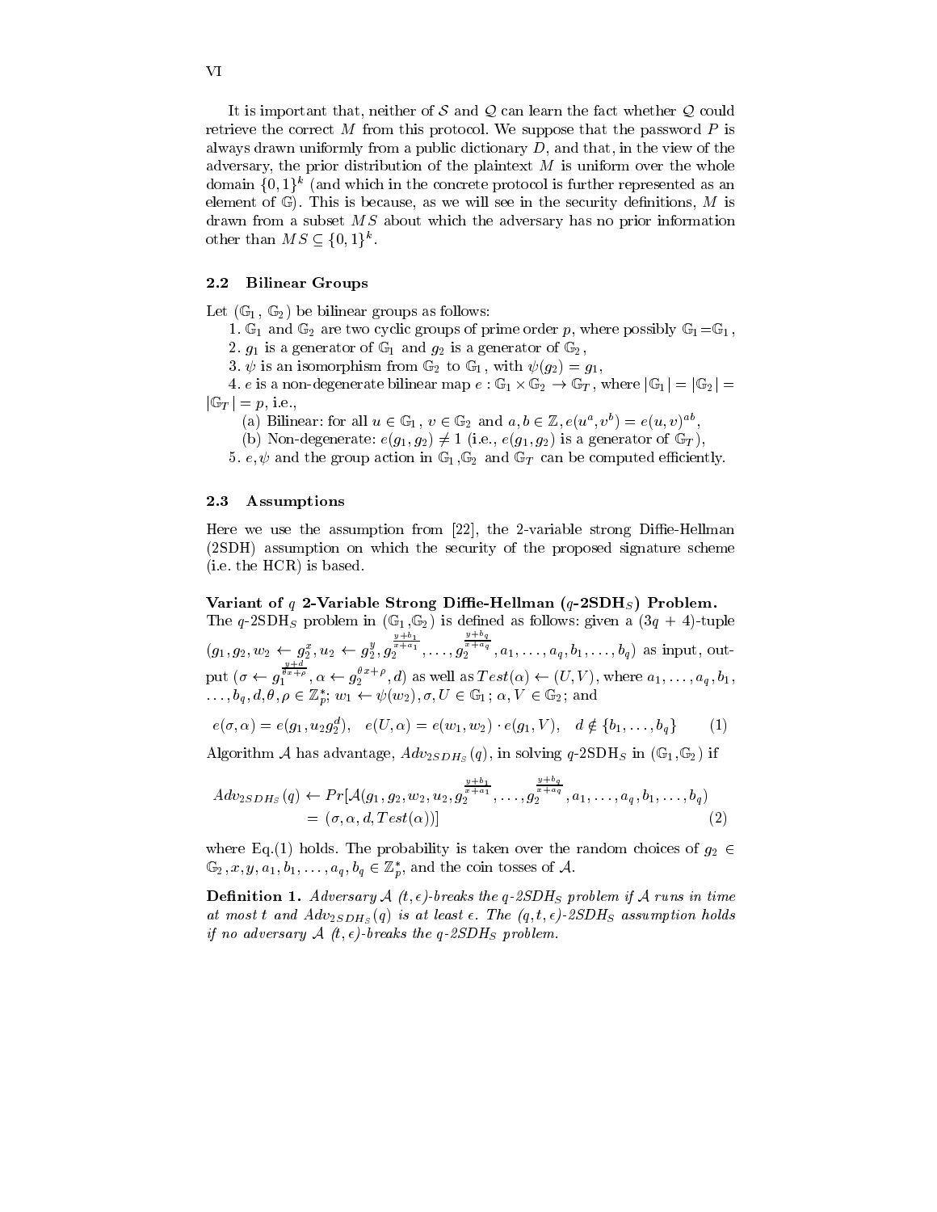It is important that, neither of $\mathcal{S}$ and $\mathcal{Q}$ can learn the fact whether $\mathcal{Q}$ could retrieve the correct $M$ from this protocol. We suppose that the password $P$ is always drawn uniformly from a public dictionary $D$, and that, in the view of the adversary, the prior distribution of the plaintext $M$ is uniform over the whole domain $\{0,1\}^k$ (and which in the concrete protocol is further represented as an element of $\mathbb{G}$). This is because, as we will see in the security definitions, $M$ is drawn from a subset $MS$ about which the adversary has no prior information other than $MS \subseteq \{0,1\}^k$.

### 2.2 Bilinear Groups

Let $(\mathbb{G}_1, \mathbb{G}_2)$ be bilinear groups as follows:

1. $\mathbb{G}_1$ and $\mathbb{G}_2$ are two cyclic groups of prime order $p$, where possibly $\mathbb{G}_1 = \mathbb{G}_1$,
2. $g_1$ is a generator of $\mathbb{G}_1$ and $g_2$ is a generator of $\mathbb{G}_2$,
3. $\psi$ is an isomorphism from $\mathbb{G}_2$ to $\mathbb{G}_1$, with $\psi(g_2) = g_1$,
4. $e$ is a non-degenerate bilinear map $e : \mathbb{G}_1 \times \mathbb{G}_2 \rightarrow \mathbb{G}_T$, where $|\mathbb{G}_1| = |\mathbb{G}_2| = |\mathbb{G}_T| = p$, i.e.,
   (a) Bilinear: for all $u \in \mathbb{G}_1$, $v \in \mathbb{G}_2$ and $a, b \in \mathbb{Z}$, $e(u^a, v^b) = e(u,v)^{ab}$,
   (b) Non-degenerate: $e(g_1, g_2) \neq 1$ (i.e., $e(g_1, g_2)$ is a generator of $\mathbb{G}_T$),
5. $e, \psi$ and the group action in $\mathbb{G}_1$, $\mathbb{G}_2$ and $\mathbb{G}_T$ can be computed efficiently.

### 2.3 Assumptions

Here we use the assumption from [22], the 2-variable strong Diffie-Hellman (2SDH) assumption on which the security of the proposed signature scheme (i.e. the HCR) is based.

**Variant of $q$ 2-Variable Strong Diffie-Hellman ($q$-2SDH$_S$) Problem.** The $q$-2SDH$_S$ problem in $(\mathbb{G}_1, \mathbb{G}_2)$ is defined as follows: given a $(3q + 4)$-tuple $(g_1, g_2, w_2 \leftarrow g_2^x, u_2 \leftarrow g_2^y, g_2^{\frac{y+b_1}{x+a_1}}, \ldots, g_2^{\frac{y+b_q}{x+a_q}}, a_1, \ldots, a_q, b_1, \ldots, b_q)$ as input, output $(\sigma \leftarrow g_1^{\frac{y+d}{\theta x+\rho}}, \alpha \leftarrow g_2^{\theta x + \rho}, d)$ as well as $Test(\alpha) \leftarrow (U, V)$, where $a_1, \ldots, a_q, b_1, \ldots, b_q, d, \theta, \rho \in \mathbb{Z}_p^*$; $w_1 \leftarrow \psi(w_2), \sigma, U \in \mathbb{G}_1$; $\alpha, V \in \mathbb{G}_2$; and

$$e(\sigma, \alpha) = e(g_1, u_2 g_2^d), \quad e(U, \alpha) = e(w_1, w_2) \cdot e(g_1, V), \quad d \notin \{b_1, \ldots, b_q\} \tag{1}$$

Algorithm $\mathcal{A}$ has advantage, $Adv_{2SDH_S}(q)$, in solving $q$-2SDH$_S$ in $(\mathbb{G}_1, \mathbb{G}_2)$ if

$$\begin{aligned} Adv_{2SDH_S}(q) \leftarrow & Pr[\mathcal{A}(g_1, g_2, w_2, u_2, g_2^{\frac{y+b_1}{x+a_1}}, \ldots, g_2^{\frac{y+b_q}{x+a_q}}, a_1, \ldots, a_q, b_1, \ldots, b_q) \\ & = (\sigma, \alpha, d, Test(\alpha))] \end{aligned} \tag{2}$$

where Eq.(1) holds. The probability is taken over the random choices of $g_2 \in \mathbb{G}_2, x, y, a_1, b_1, \ldots, a_q, b_q \in \mathbb{Z}_p^*$, and the coin tosses of $\mathcal{A}$.

**Definition 1.** *Adversary $\mathcal{A}$ $(t, \epsilon)$-breaks the $q$-2SDH$_S$ problem if $\mathcal{A}$ runs in time at most $t$ and $Adv_{2SDH_S}(q)$ is at least $\epsilon$. The $(q, t, \epsilon)$-2SDH$_S$ assumption holds if no adversary $\mathcal{A}$ $(t, \epsilon)$-breaks the $q$-2SDH$_S$ problem.*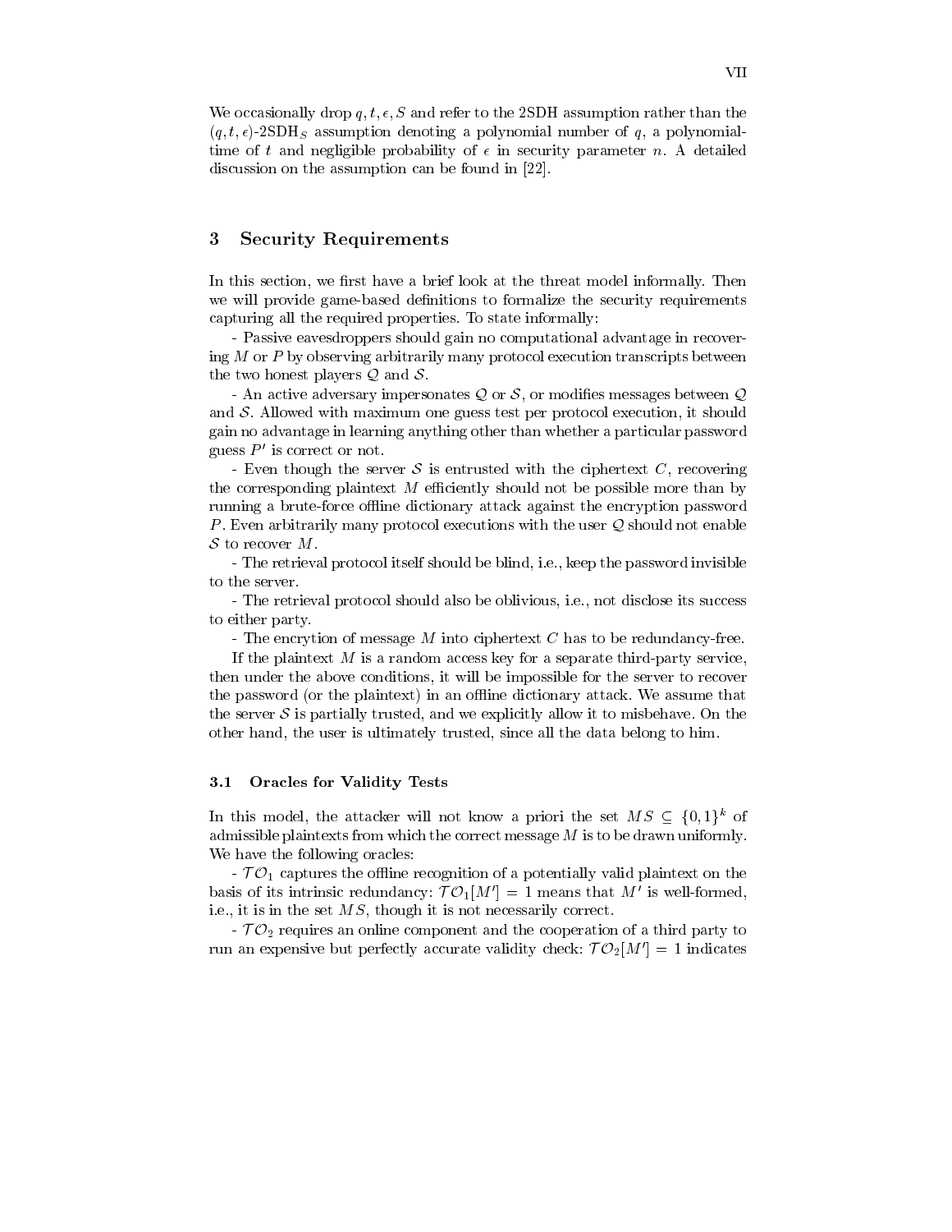We occasionally drop $q, t, \epsilon, S$ and refer to the 2SDH assumption rather than the $(q, t, \epsilon)$-2SDH$_S$ assumption denoting a polynomial number of $q$, a polynomial-time of $t$ and negligible probability of $\epsilon$ in security parameter $n$. A detailed discussion on the assumption can be found in [22].

## 3 Security Requirements

In this section, we first have a brief look at the threat model informally. Then we will provide game-based definitions to formalize the security requirements capturing all the required properties. To state informally:

- Passive eavesdroppers should gain no computational advantage in recovering $M$ or $P$ by observing arbitrarily many protocol execution transcripts between the two honest players $\mathcal{Q}$ and $\mathcal{S}$.

- An active adversary impersonates $\mathcal{Q}$ or $\mathcal{S}$, or modifies messages between $\mathcal{Q}$ and $\mathcal{S}$. Allowed with maximum one guess test per protocol execution, it should gain no advantage in learning anything other than whether a particular password guess $P'$ is correct or not.

- Even though the server $\mathcal{S}$ is entrusted with the ciphertext $C$, recovering the corresponding plaintext $M$ efficiently should not be possible more than by running a brute-force offline dictionary attack against the encryption password $P$. Even arbitrarily many protocol executions with the user $\mathcal{Q}$ should not enable $\mathcal{S}$ to recover $M$.

- The retrieval protocol itself should be blind, i.e., keep the password invisible to the server.

- The retrieval protocol should also be oblivious, i.e., not disclose its success to either party.

- The encrytion of message $M$ into ciphertext $C$ has to be redundancy-free.

If the plaintext $M$ is a random access key for a separate third-party service, then under the above conditions, it will be impossible for the server to recover the password (or the plaintext) in an offline dictionary attack. We assume that the server $\mathcal{S}$ is partially trusted, and we explicitly allow it to misbehave. On the other hand, the user is ultimately trusted, since all the data belong to him.

### 3.1 Oracles for Validity Tests

In this model, the attacker will not know a priori the set $MS \subseteq \{0,1\}^k$ of admissible plaintexts from which the correct message $M$ is to be drawn uniformly. We have the following oracles:

- $\mathcal{TO}_1$ captures the offline recognition of a potentially valid plaintext on the basis of its intrinsic redundancy: $\mathcal{TO}_1[M'] = 1$ means that $M'$ is well-formed, i.e., it is in the set $MS$, though it is not necessarily correct.

- $\mathcal{TO}_2$ requires an online component and the cooperation of a third party to run an expensive but perfectly accurate validity check: $\mathcal{TO}_2[M'] = 1$ indicates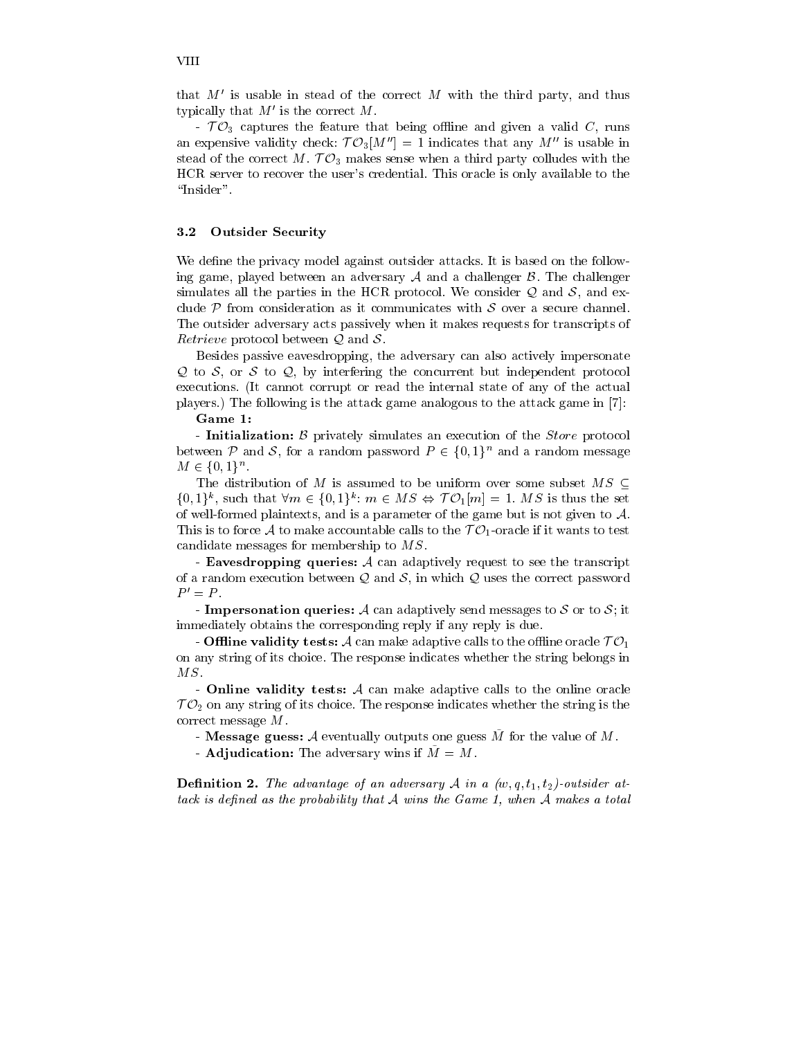that $M'$ is usable in stead of the correct $M$ with the third party, and thus typically that $M'$ is the correct $M$.

- $\mathcal{TO}_3$ captures the feature that being offline and given a valid $C$, runs an expensive validity check: $\mathcal{TO}_3[M''] = 1$ indicates that any $M''$ is usable in stead of the correct $M$. $\mathcal{TO}_3$ makes sense when a third party colludes with the HCR server to recover the user's credential. This oracle is only available to the "Insider".

### 3.2 Outsider Security

We define the privacy model against outsider attacks. It is based on the following game, played between an adversary $\mathcal{A}$ and a challenger $\mathcal{B}$. The challenger simulates all the parties in the HCR protocol. We consider $\mathcal{Q}$ and $\mathcal{S}$, and exclude $\mathcal{P}$ from consideration as it communicates with $\mathcal{S}$ over a secure channel. The outsider adversary acts passively when it makes requests for transcripts of *Retrieve* protocol between $\mathcal{Q}$ and $\mathcal{S}$.

Besides passive eavesdropping, the adversary can also actively impersonate $\mathcal{Q}$ to $\mathcal{S}$, or $\mathcal{S}$ to $\mathcal{Q}$, by interfering the concurrent but independent protocol executions. (It cannot corrupt or read the internal state of any of the actual players.) The following is the attack game analogous to the attack game in [7]:

**Game 1:**

- **Initialization:** $\mathcal{B}$ privately simulates an execution of the *Store* protocol between $\mathcal{P}$ and $\mathcal{S}$, for a random password $P \in \{0,1\}^n$ and a random message $M \in \{0,1\}^n$.

The distribution of $M$ is assumed to be uniform over some subset $MS \subseteq \{0,1\}^k$, such that $\forall m \in \{0,1\}^k$: $m \in MS \Leftrightarrow \mathcal{TO}_1[m] = 1$. $MS$ is thus the set of well-formed plaintexts, and is a parameter of the game but is not given to $\mathcal{A}$. This is to force $\mathcal{A}$ to make accountable calls to the $\mathcal{TO}_1$-oracle if it wants to test candidate messages for membership to $MS$.

- **Eavesdropping queries:** $\mathcal{A}$ can adaptively request to see the transcript of a random execution between $\mathcal{Q}$ and $\mathcal{S}$, in which $\mathcal{Q}$ uses the correct password $P' = P$.

- **Impersonation queries:** $\mathcal{A}$ can adaptively send messages to $\mathcal{S}$ or to $\mathcal{S}$; it immediately obtains the corresponding reply if any reply is due.

- **Offline validity tests:** $\mathcal{A}$ can make adaptive calls to the offline oracle $\mathcal{TO}_1$ on any string of its choice. The response indicates whether the string belongs in $MS$.

- **Online validity tests:** $\mathcal{A}$ can make adaptive calls to the online oracle $\mathcal{TO}_2$ on any string of its choice. The response indicates whether the string is the correct message $M$.

- **Message guess:** $\mathcal{A}$ eventually outputs one guess $\bar{M}$ for the value of $M$.

- **Adjudication:** The adversary wins if $\bar{M} = M$.

**Definition 2.** *The advantage of an adversary $\mathcal{A}$ in a $(w, q, t_1, t_2)$-outsider attack is defined as the probability that $\mathcal{A}$ wins the Game 1, when $\mathcal{A}$ makes a total*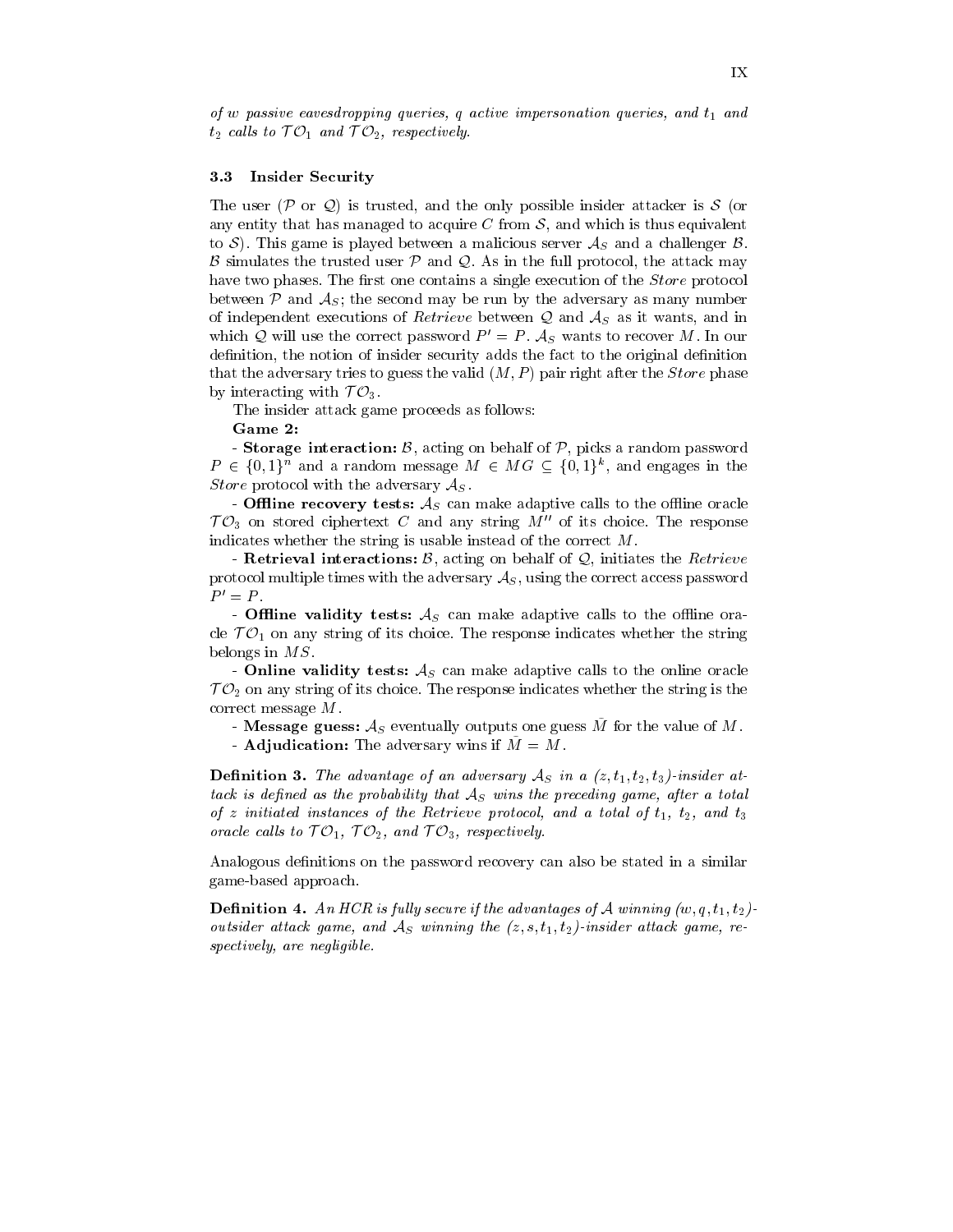*of w passive eavesdropping queries, q active impersonation queries, and $t_1$ and $t_2$ calls to $\mathcal{TO}_1$ and $\mathcal{TO}_2$, respectively.*

### 3.3 Insider Security

The user ($\mathcal{P}$ or $\mathcal{Q}$) is trusted, and the only possible insider attacker is $\mathcal{S}$ (or any entity that has managed to acquire $C$ from $\mathcal{S}$, and which is thus equivalent to $\mathcal{S}$). This game is played between a malicious server $\mathcal{A}_S$ and a challenger $\mathcal{B}$. $\mathcal{B}$ simulates the trusted user $\mathcal{P}$ and $\mathcal{Q}$. As in the full protocol, the attack may have two phases. The first one contains a single execution of the *Store* protocol between $\mathcal{P}$ and $\mathcal{A}_S$; the second may be run by the adversary as many number of independent executions of *Retrieve* between $\mathcal{Q}$ and $\mathcal{A}_S$ as it wants, and in which $\mathcal{Q}$ will use the correct password $P' = P$. $\mathcal{A}_S$ wants to recover $M$. In our definition, the notion of insider security adds the fact to the original definition that the adversary tries to guess the valid $(M, P)$ pair right after the *Store* phase by interacting with $\mathcal{TO}_3$.

The insider attack game proceeds as follows:

**Game 2:**

- **Storage interaction:** $\mathcal{B}$, acting on behalf of $\mathcal{P}$, picks a random password $P \in \{0,1\}^n$ and a random message $M \in MG \subseteq \{0,1\}^k$, and engages in the *Store* protocol with the adversary $\mathcal{A}_S$.

- **Offline recovery tests:** $\mathcal{A}_S$ can make adaptive calls to the offline oracle $\mathcal{TO}_3$ on stored ciphertext $C$ and any string $M''$ of its choice. The response indicates whether the string is usable instead of the correct $M$.

- **Retrieval interactions:** $\mathcal{B}$, acting on behalf of $\mathcal{Q}$, initiates the *Retrieve* protocol multiple times with the adversary $\mathcal{A}_S$, using the correct access password $P' = P$.

- **Offline validity tests:** $\mathcal{A}_S$ can make adaptive calls to the offline oracle $\mathcal{TO}_1$ on any string of its choice. The response indicates whether the string belongs in $MS$.

- **Online validity tests:** $\mathcal{A}_S$ can make adaptive calls to the online oracle $\mathcal{TO}_2$ on any string of its choice. The response indicates whether the string is the correct message $M$.

- **Message guess:** $\mathcal{A}_S$ eventually outputs one guess $\bar{M}$ for the value of $M$.

- **Adjudication:** The adversary wins if $\bar{M} = M$.

**Definition 3.** *The advantage of an adversary $\mathcal{A}_S$ in a $(z, t_1, t_2, t_3)$-insider attack is defined as the probability that $\mathcal{A}_S$ wins the preceding game, after a total of z initiated instances of the Retrieve protocol, and a total of $t_1$, $t_2$, and $t_3$ oracle calls to $\mathcal{TO}_1$, $\mathcal{TO}_2$, and $\mathcal{TO}_3$, respectively.*

Analogous definitions on the password recovery can also be stated in a similar game-based approach.

**Definition 4.** *An HCR is fully secure if the advantages of $\mathcal{A}$ winning $(w, q, t_1, t_2)$-outsider attack game, and $\mathcal{A}_S$ winning the $(z, s, t_1, t_2)$-insider attack game, respectively, are negligible.*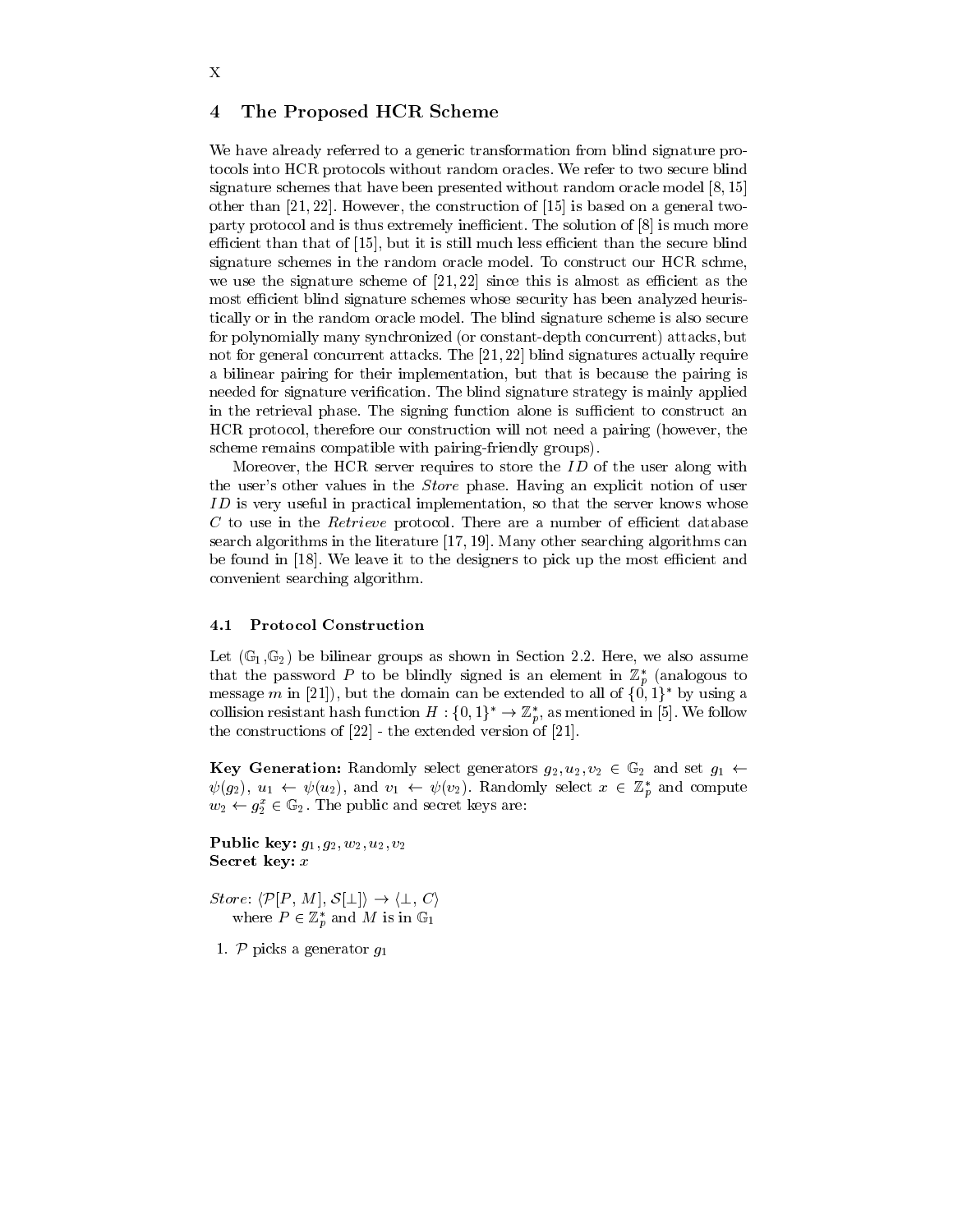## 4 The Proposed HCR Scheme

We have already referred to a generic transformation from blind signature protocols into HCR protocols without random oracles. We refer to two secure blind signature schemes that have been presented without random oracle model [8, 15] other than [21, 22]. However, the construction of [15] is based on a general two-party protocol and is thus extremely inefficient. The solution of [8] is much more efficient than that of [15], but it is still much less efficient than the secure blind signature schemes in the random oracle model. To construct our HCR schme, we use the signature scheme of [21, 22] since this is almost as efficient as the most efficient blind signature schemes whose security has been analyzed heuristically or in the random oracle model. The blind signature scheme is also secure for polynomially many synchronized (or constant-depth concurrent) attacks, but not for general concurrent attacks. The [21, 22] blind signatures actually require a bilinear pairing for their implementation, but that is because the pairing is needed for signature verification. The blind signature strategy is mainly applied in the retrieval phase. The signing function alone is sufficient to construct an HCR protocol, therefore our construction will not need a pairing (however, the scheme remains compatible with pairing-friendly groups).

Moreover, the HCR server requires to store the $ID$ of the user along with the user's other values in the *Store* phase. Having an explicit notion of user $ID$ is very useful in practical implementation, so that the server knows whose $C$ to use in the *Retrieve* protocol. There are a number of efficient database search algorithms in the literature [17, 19]. Many other searching algorithms can be found in [18]. We leave it to the designers to pick up the most efficient and convenient searching algorithm.

### 4.1 Protocol Construction

Let $(\mathbb{G}_1, \mathbb{G}_2)$ be bilinear groups as shown in Section 2.2. Here, we also assume that the password $P$ to be blindly signed is an element in $\mathbb{Z}_p^*$ (analogous to message $m$ in [21]), but the domain can be extended to all of $\{0,1\}^*$ by using a collision resistant hash function $H : \{0,1\}^* \rightarrow \mathbb{Z}_p^*$, as mentioned in [5]. We follow the constructions of [22] - the extended version of [21].

**Key Generation:** Randomly select generators $g_2, u_2, v_2 \in \mathbb{G}_2$ and set $g_1 \leftarrow \psi(g_2)$, $u_1 \leftarrow \psi(u_2)$, and $v_1 \leftarrow \psi(v_2)$. Randomly select $x \in \mathbb{Z}_p^*$ and compute $w_2 \leftarrow g_2^x \in \mathbb{G}_2$. The public and secret keys are:

**Public key:** $g_1, g_2, w_2, u_2, v_2$
**Secret key:** $x$

*Store*: $\langle \mathcal{P}[P, M], \mathcal{S}[\perp] \rangle \rightarrow \langle \perp, C \rangle$
where $P \in \mathbb{Z}_p^*$ and $M$ is in $\mathbb{G}_1$

1. $\mathcal{P}$ picks a generator $g_1$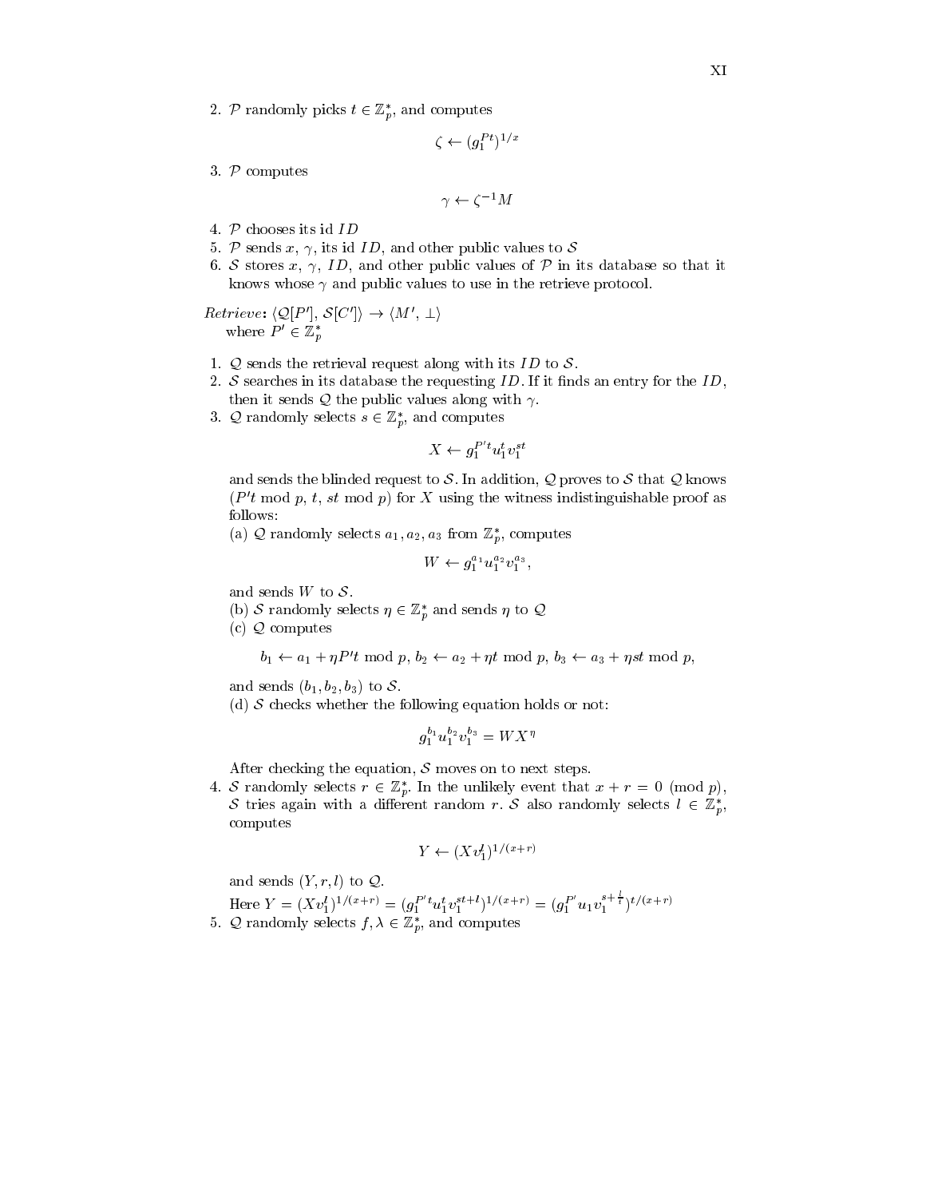2. $\mathcal{P}$ randomly picks $t \in \mathbb{Z}_p^*$, and computes

$$\zeta \leftarrow (g_1^{Pt})^{1/x}$$

3. $\mathcal{P}$ computes

$$\gamma \leftarrow \zeta^{-1} M$$

4. $\mathcal{P}$ chooses its id $ID$
5. $\mathcal{P}$ sends $x$, $\gamma$, its id $ID$, and other public values to $\mathcal{S}$
6. $\mathcal{S}$ stores $x$, $\gamma$, $ID$, and other public values of $\mathcal{P}$ in its database so that it knows whose $\gamma$ and public values to use in the retrieve protocol.

*Retrieve*: $\langle \mathcal{Q}[P'], \mathcal{S}[C'] \rangle \rightarrow \langle M', \perp \rangle$
where $P' \in \mathbb{Z}_p^*$

1. $\mathcal{Q}$ sends the retrieval request along with its $ID$ to $\mathcal{S}$.
2. $\mathcal{S}$ searches in its database the requesting $ID$. If it finds an entry for the $ID$, then it sends $\mathcal{Q}$ the public values along with $\gamma$.
3. $\mathcal{Q}$ randomly selects $s \in \mathbb{Z}_p^*$, and computes

$$X \leftarrow g_1^{P't} u_1^t v_1^{st}$$

and sends the blinded request to $\mathcal{S}$. In addition, $\mathcal{Q}$ proves to $\mathcal{S}$ that $\mathcal{Q}$ knows $(P't \bmod p,\, t,\, st \bmod p)$ for $X$ using the witness indistinguishable proof as follows:

(a) $\mathcal{Q}$ randomly selects $a_1, a_2, a_3$ from $\mathbb{Z}_p^*$, computes

$$W \leftarrow g_1^{a_1} u_1^{a_2} v_1^{a_3},$$

and sends $W$ to $\mathcal{S}$.

(b) $\mathcal{S}$ randomly selects $\eta \in \mathbb{Z}_p^*$ and sends $\eta$ to $\mathcal{Q}$

(c) $\mathcal{Q}$ computes

$$b_1 \leftarrow a_1 + \eta P't \bmod p,\; b_2 \leftarrow a_2 + \eta t \bmod p,\; b_3 \leftarrow a_3 + \eta st \bmod p,$$

and sends $(b_1, b_2, b_3)$ to $\mathcal{S}$.

(d) $\mathcal{S}$ checks whether the following equation holds or not:

$$g_1^{b_1} u_1^{b_2} v_1^{b_3} = W X^{\eta}$$

After checking the equation, $\mathcal{S}$ moves on to next steps.

4. $\mathcal{S}$ randomly selects $r \in \mathbb{Z}_p^*$. In the unlikely event that $x + r = 0 \pmod p$, $\mathcal{S}$ tries again with a different random $r$. $\mathcal{S}$ also randomly selects $l \in \mathbb{Z}_p^*$, computes

$$Y \leftarrow (X v_1^l)^{1/(x+r)}$$

and sends $(Y, r, l)$ to $\mathcal{Q}$.

Here $Y = (X v_1^l)^{1/(x+r)} = (g_1^{P't} u_1^t v_1^{st+l})^{1/(x+r)} = (g_1^{P'} u_1 v_1^{s+\frac{l}{t}})^{t/(x+r)}$

5. $\mathcal{Q}$ randomly selects $f, \lambda \in \mathbb{Z}_p^*$, and computes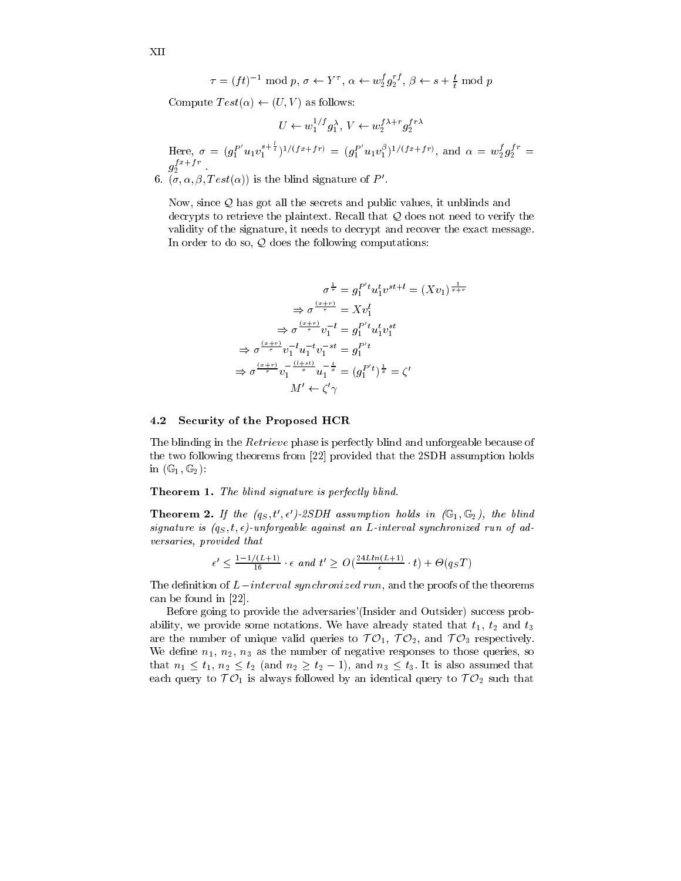$$\tau = (ft)^{-1} \bmod p,\ \sigma \leftarrow Y^{\tau},\ \alpha \leftarrow w_2^f g_2^{rf},\ \beta \leftarrow s + \frac{l}{t} \bmod p$$

Compute $Test(\alpha) \leftarrow (U, V)$ as follows:

$$U \leftarrow w_1^{1/f} g_1^{\lambda},\ V \leftarrow w_2^{f\lambda + r} g_2^{fr\lambda}$$

Here, $\sigma = (g_1^{P'} u_1 v_1^{s+\frac{l}{t}})^{1/(fx+fr)} = (g_1^{P'} u_1 v_1^{\beta})^{1/(fx+fr)}$, and $\alpha = w_2^f g_2^{fr} = g_2^{fx+fr}$.

6. $(\sigma, \alpha, \beta, Test(\alpha))$ is the blind signature of $P'$.

Now, since $\mathcal{Q}$ has got all the secrets and public values, it unblinds and decrypts to retrieve the plaintext. Recall that $\mathcal{Q}$ does not need to verify the validity of the signature, it needs to decrypt and recover the exact message. In order to do so, $\mathcal{Q}$ does the following computations:

$$\begin{aligned}
\sigma^{\frac{1}{\tau}} &= g_1^{P't} u_1^t v^{st+l} = (Xv_1)^{\frac{1}{x+r}} \\
\Rightarrow \sigma^{\frac{(x+r)}{\tau}} &= Xv_1^l \\
\Rightarrow \sigma^{\frac{(x+r)}{\tau}} v_1^{-l} &= g_1^{P't} u_1^t v_1^{st} \\
\Rightarrow \sigma^{\frac{(x+r)}{\tau}} v_1^{-l} u_1^{-t} v_1^{-st} &= g_1^{P't} \\
\Rightarrow \sigma^{\frac{(x+r)}{\tau}} v_1^{-\frac{(l+st)}{x}} u_1^{-\frac{t}{x}} &= (g_1^{P't})^{\frac{1}{x}} = \zeta' \\
M' &\leftarrow \zeta' \gamma
\end{aligned}$$

### 4.2 Security of the Proposed HCR

The blinding in the *Retrieve* phase is perfectly blind and unforgeable because of the two following theorems from [22] provided that the 2SDH assumption holds in $(\mathbb{G}_1, \mathbb{G}_2)$:

**Theorem 1.** *The blind signature is perfectly blind.*

**Theorem 2.** *If the $(q_S, t', \epsilon')$-2SDH assumption holds in $(\mathbb{G}_1, \mathbb{G}_2)$, the blind signature is $(q_S, t, \epsilon)$-unforgeable against an L-interval synchronized run of adversaries, provided that*

$$\epsilon' \leq \frac{1 - 1/(L+1)}{16} \cdot \epsilon \text{ and } t' \geq O\left(\frac{24 L ln(L+1)}{\epsilon} \cdot t\right) + \Theta(q_S T)$$

The definition of $L-interval\ synchronized\ run$, and the proofs of the theorems can be found in [22].

Before going to provide the adversaries'(Insider and Outsider) success probability, we provide some notations. We have already stated that $t_1$, $t_2$ and $t_3$ are the number of unique valid queries to $\mathcal{TO}_1$, $\mathcal{TO}_2$, and $\mathcal{TO}_3$ respectively. We define $n_1$, $n_2$, $n_3$ as the number of negative responses to those queries, so that $n_1 \leq t_1$, $n_2 \leq t_2$ (and $n_2 \geq t_2 - 1$), and $n_3 \leq t_3$. It is also assumed that each query to $\mathcal{TO}_1$ is always followed by an identical query to $\mathcal{TO}_2$ such that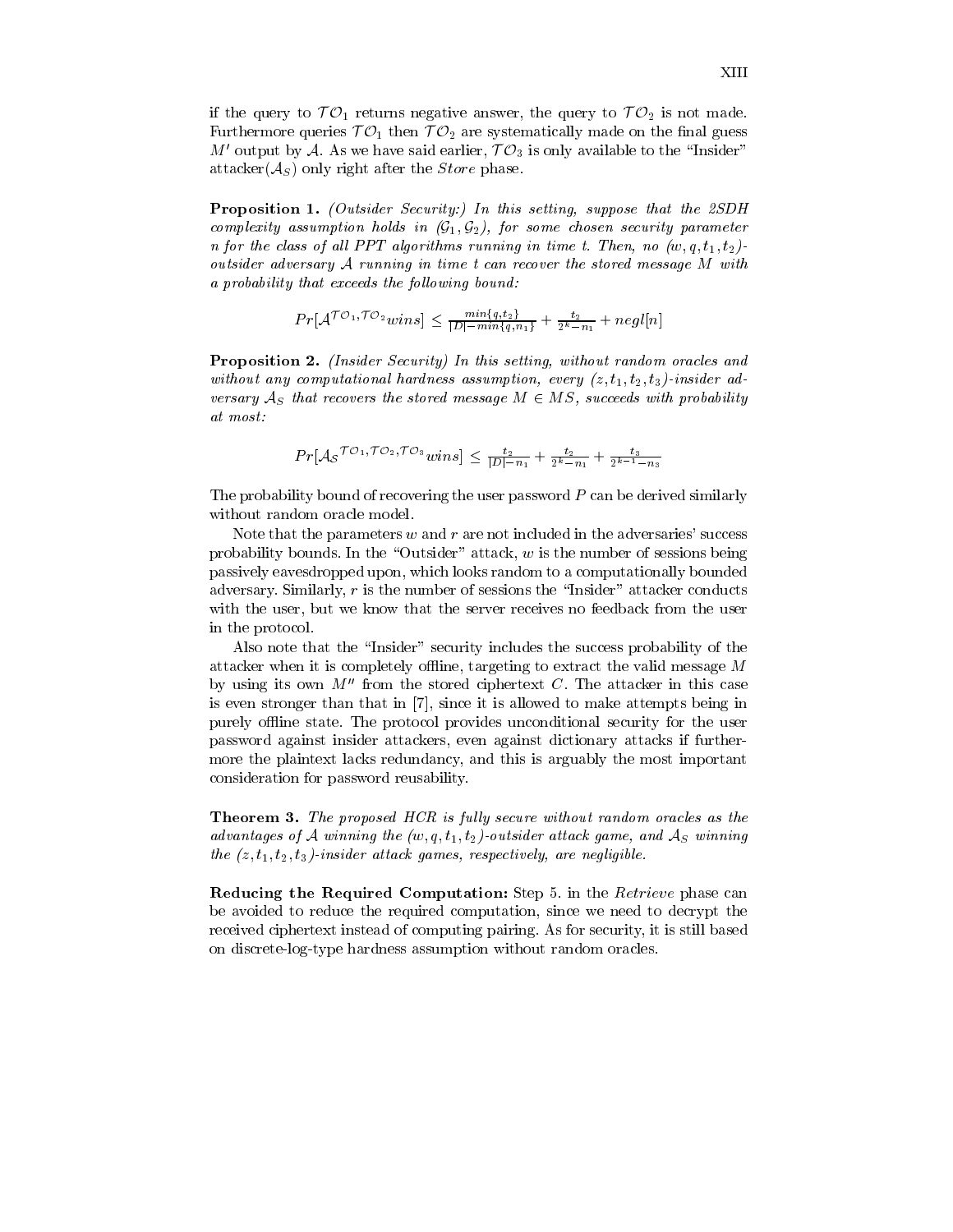if the query to $\mathcal{TO}_1$ returns negative answer, the query to $\mathcal{TO}_2$ is not made. Furthermore queries $\mathcal{TO}_1$ then $\mathcal{TO}_2$ are systematically made on the final guess $M'$ output by $\mathcal{A}$. As we have said earlier, $\mathcal{TO}_3$ is only available to the "Insider" attacker($\mathcal{A}_S$) only right after the *Store* phase.

**Proposition 1.** *(Outsider Security:) In this setting, suppose that the 2SDH complexity assumption holds in $(\mathcal{G}_1, \mathcal{G}_2)$, for some chosen security parameter $n$ for the class of all PPT algorithms running in time $t$. Then, no $(w, q, t_1, t_2)$-outsider adversary $\mathcal{A}$ running in time $t$ can recover the stored message $M$ with a probability that exceeds the following bound:*

$$Pr[\mathcal{A}^{\mathcal{TO}_1, \mathcal{TO}_2} wins] \leq \frac{min\{q, t_2\}}{|D| - min\{q, n_1\}} + \frac{t_2}{2^k - n_1} + negl[n]$$

**Proposition 2.** *(Insider Security) In this setting, without random oracles and without any computational hardness assumption, every $(z, t_1, t_2, t_3)$-insider adversary $\mathcal{A}_S$ that recovers the stored message $M \in MS$, succeeds with probability at most:*

$$Pr[\mathcal{A}_S{}^{\mathcal{TO}_1, \mathcal{TO}_2, \mathcal{TO}_3} wins] \leq \frac{t_2}{|D| - n_1} + \frac{t_2}{2^k - n_1} + \frac{t_3}{2^{k-1} - n_3}$$

The probability bound of recovering the user password $P$ can be derived similarly without random oracle model.

Note that the parameters $w$ and $r$ are not included in the adversaries' success probability bounds. In the "Outsider" attack, $w$ is the number of sessions being passively eavesdropped upon, which looks random to a computationally bounded adversary. Similarly, $r$ is the number of sessions the "Insider" attacker conducts with the user, but we know that the server receives no feedback from the user in the protocol.

Also note that the "Insider" security includes the success probability of the attacker when it is completely offline, targeting to extract the valid message $M$ by using its own $M''$ from the stored ciphertext $C$. The attacker in this case is even stronger than that in [7], since it is allowed to make attempts being in purely offline state. The protocol provides unconditional security for the user password against insider attackers, even against dictionary attacks if furthermore the plaintext lacks redundancy, and this is arguably the most important consideration for password reusability.

**Theorem 3.** *The proposed HCR is fully secure without random oracles as the advantages of $\mathcal{A}$ winning the $(w, q, t_1, t_2)$-outsider attack game, and $\mathcal{A}_S$ winning the $(z, t_1, t_2, t_3)$-insider attack games, respectively, are negligible.*

**Reducing the Required Computation:** Step 5. in the *Retrieve* phase can be avoided to reduce the required computation, since we need to decrypt the received ciphertext instead of computing pairing. As for security, it is still based on discrete-log-type hardness assumption without random oracles.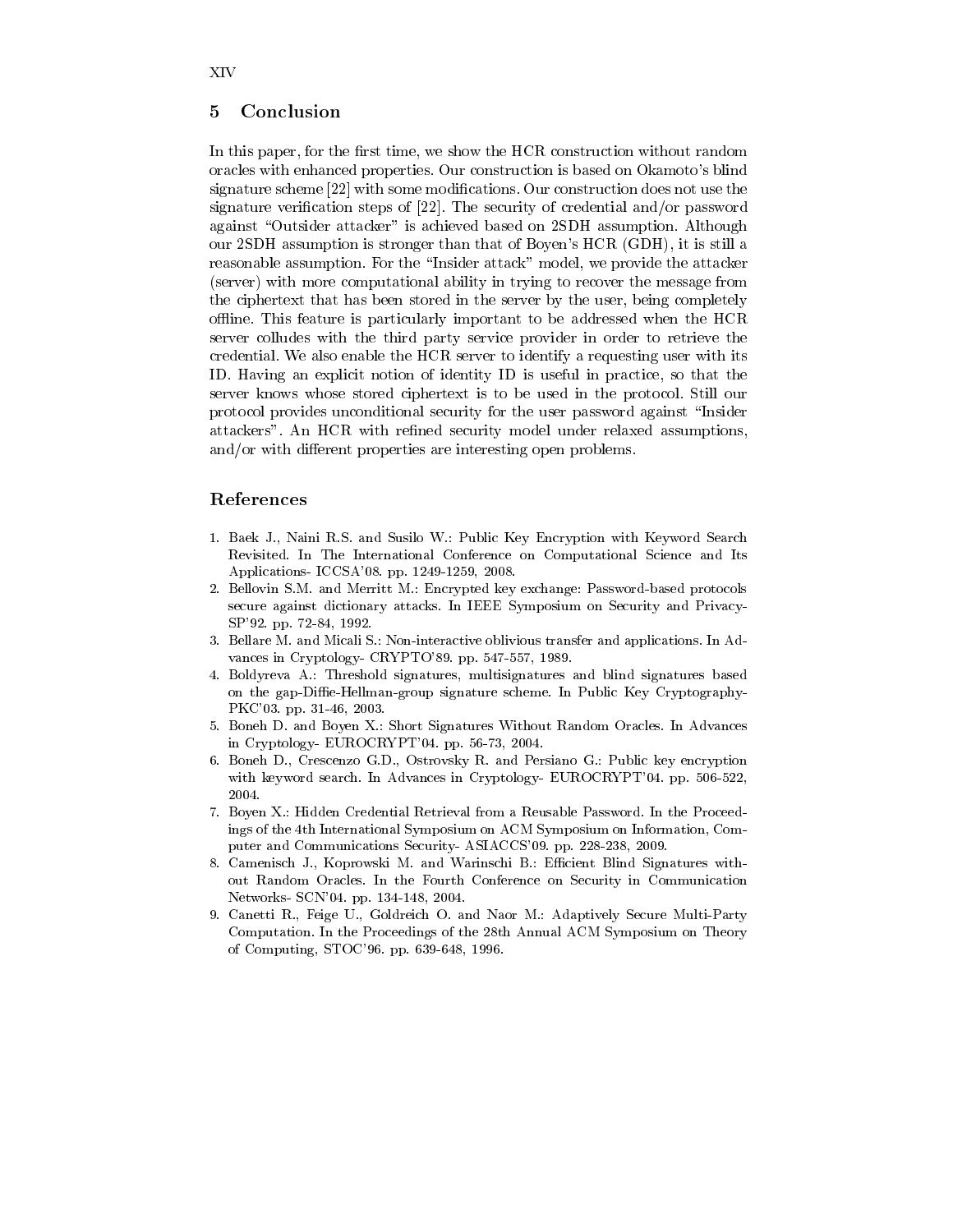## 5 Conclusion

In this paper, for the first time, we show the HCR construction without random oracles with enhanced properties. Our construction is based on Okamoto's blind signature scheme [22] with some modifications. Our construction does not use the signature verification steps of [22]. The security of credential and/or password against "Outsider attacker" is achieved based on 2SDH assumption. Although our 2SDH assumption is stronger than that of Boyen's HCR (GDH), it is still a reasonable assumption. For the "Insider attack" model, we provide the attacker (server) with more computational ability in trying to recover the message from the ciphertext that has been stored in the server by the user, being completely offline. This feature is particularly important to be addressed when the HCR server colludes with the third party service provider in order to retrieve the credential. We also enable the HCR server to identify a requesting user with its ID. Having an explicit notion of identity ID is useful in practice, so that the server knows whose stored ciphertext is to be used in the protocol. Still our protocol provides unconditional security for the user password against "Insider attackers". An HCR with refined security model under relaxed assumptions, and/or with different properties are interesting open problems.

## References

1. Baek J., Naini R.S. and Susilo W.: Public Key Encryption with Keyword Search Revisited. In The International Conference on Computational Science and Its Applications- ICCSA'08. pp. 1249-1259, 2008.
2. Bellovin S.M. and Merritt M.: Encrypted key exchange: Password-based protocols secure against dictionary attacks. In IEEE Symposium on Security and Privacy- SP'92. pp. 72-84, 1992.
3. Bellare M. and Micali S.: Non-interactive oblivious transfer and applications. In Advances in Cryptology- CRYPTO'89. pp. 547-557, 1989.
4. Boldyreva A.: Threshold signatures, multisignatures and blind signatures based on the gap-Diffie-Hellman-group signature scheme. In Public Key Cryptography- PKC'03. pp. 31-46, 2003.
5. Boneh D. and Boyen X.: Short Signatures Without Random Oracles. In Advances in Cryptology- EUROCRYPT'04. pp. 56-73, 2004.
6. Boneh D., Crescenzo G.D., Ostrovsky R. and Persiano G.: Public key encryption with keyword search. In Advances in Cryptology- EUROCRYPT'04. pp. 506-522, 2004.
7. Boyen X.: Hidden Credential Retrieval from a Reusable Password. In the Proceedings of the 4th International Symposium on ACM Symposium on Information, Computer and Communications Security- ASIACCS'09. pp. 228-238, 2009.
8. Camenisch J., Koprowski M. and Warinschi B.: Efficient Blind Signatures without Random Oracles. In the Fourth Conference on Security in Communication Networks- SCN'04. pp. 134-148, 2004.
9. Canetti R., Feige U., Goldreich O. and Naor M.: Adaptively Secure Multi-Party Computation. In the Proceedings of the 28th Annual ACM Symposium on Theory of Computing, STOC'96. pp. 639-648, 1996.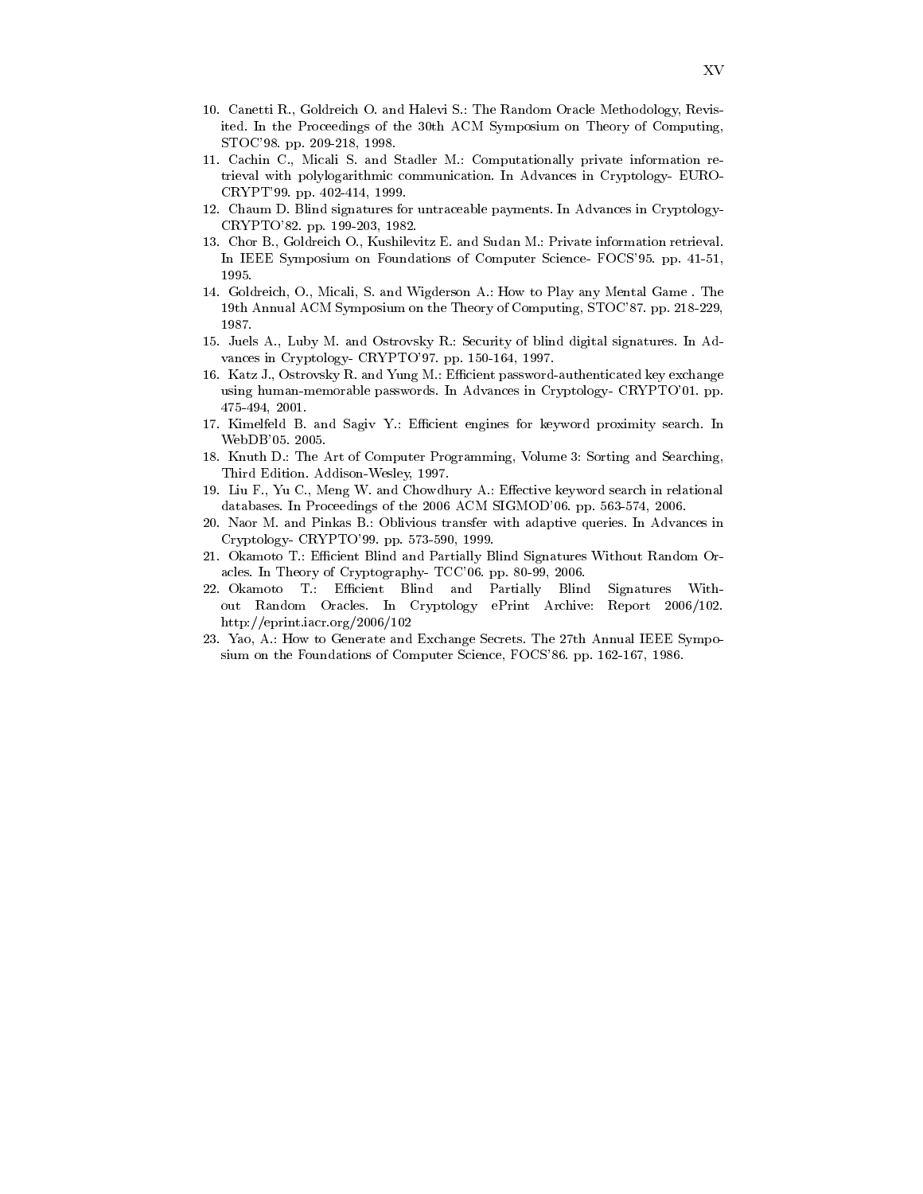10. Canetti R., Goldreich O. and Halevi S.: The Random Oracle Methodology, Revisited. In the Proceedings of the 30th ACM Symposium on Theory of Computing, STOC'98. pp. 209-218, 1998.
11. Cachin C., Micali S. and Stadler M.: Computationally private information retrieval with polylogarithmic communication. In Advances in Cryptology- EUROCRYPT'99. pp. 402-414, 1999.
12. Chaum D. Blind signatures for untraceable payments. In Advances in Cryptology- CRYPTO'82. pp. 199-203, 1982.
13. Chor B., Goldreich O., Kushilevitz E. and Sudan M.: Private information retrieval. In IEEE Symposium on Foundations of Computer Science- FOCS'95. pp. 41-51, 1995.
14. Goldreich, O., Micali, S. and Wigderson A.: How to Play any Mental Game . The 19th Annual ACM Symposium on the Theory of Computing, STOC'87. pp. 218-229, 1987.
15. Juels A., Luby M. and Ostrovsky R.: Security of blind digital signatures. In Advances in Cryptology- CRYPTO'97. pp. 150-164, 1997.
16. Katz J., Ostrovsky R. and Yung M.: Efficient password-authenticated key exchange using human-memorable passwords. In Advances in Cryptology- CRYPTO'01. pp. 475-494, 2001.
17. Kimelfeld B. and Sagiv Y.: Efficient engines for keyword proximity search. In WebDB'05. 2005.
18. Knuth D.: The Art of Computer Programming, Volume 3: Sorting and Searching, Third Edition. Addison-Wesley, 1997.
19. Liu F., Yu C., Meng W. and Chowdhury A.: Effective keyword search in relational databases. In Proceedings of the 2006 ACM SIGMOD'06. pp. 563-574, 2006.
20. Naor M. and Pinkas B.: Oblivious transfer with adaptive queries. In Advances in Cryptology- CRYPTO'99. pp. 573-590, 1999.
21. Okamoto T.: Efficient Blind and Partially Blind Signatures Without Random Oracles. In Theory of Cryptography- TCC'06. pp. 80-99, 2006.
22. Okamoto T.: Efficient Blind and Partially Blind Signatures Without Random Oracles. In Cryptology ePrint Archive: Report 2006/102. http://eprint.iacr.org/2006/102
23. Yao, A.: How to Generate and Exchange Secrets. The 27th Annual IEEE Symposium on the Foundations of Computer Science, FOCS'86. pp. 162-167, 1986.